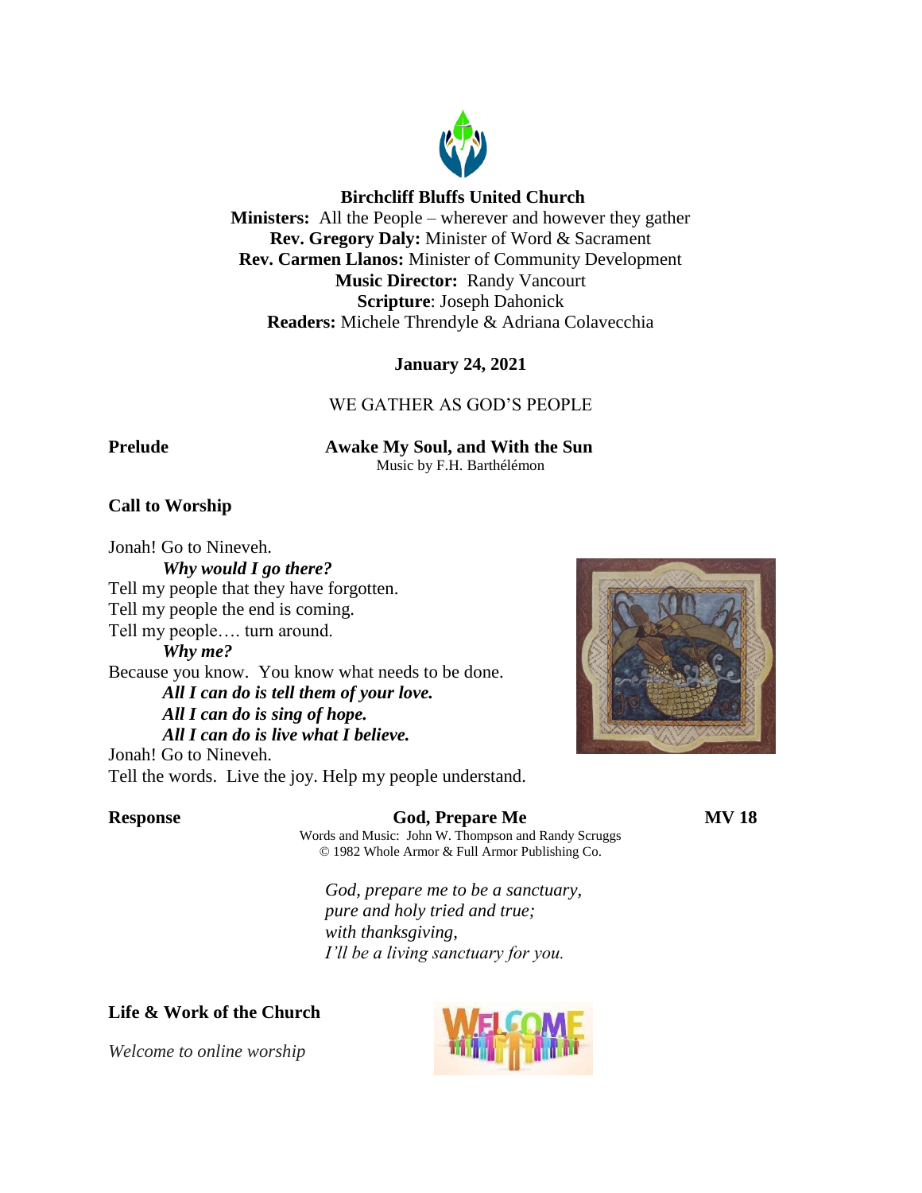**Birchcliff Bluffs United Church**
**Ministers:** All the People – wherever and however they gather
**Rev. Gregory Daly:** Minister of Word & Sacrament
**Rev. Carmen Llanos:** Minister of Community Development
**Music Director:** Randy Vancourt
**Scripture**: Joseph Dahonick
**Readers:** Michele Threndyle & Adriana Colavecchia

**January 24, 2021**

WE GATHER AS GOD'S PEOPLE

**Prelude** **Awake My Soul, and With the Sun**
Music by F.H. Barthélémon

**Call to Worship**

Jonah! Go to Nineveh.
***Why would I go there?***
Tell my people that they have forgotten.
Tell my people the end is coming.
Tell my people…. turn around.
***Why me?***
Because you know. You know what needs to be done.
***All I can do is tell them of your love.***
***All I can do is sing of hope.***
***All I can do is live what I believe.***
Jonah! Go to Nineveh.
Tell the words. Live the joy. Help my people understand.

**Response** **God, Prepare Me** **MV 18**
Words and Music: John W. Thompson and Randy Scruggs
© 1982 Whole Armor & Full Armor Publishing Co.

*God, prepare me to be a sanctuary,*
*pure and holy tried and true;*
*with thanksgiving,*
*I'll be a living sanctuary for you.*

**Life & Work of the Church**

*Welcome to online worship*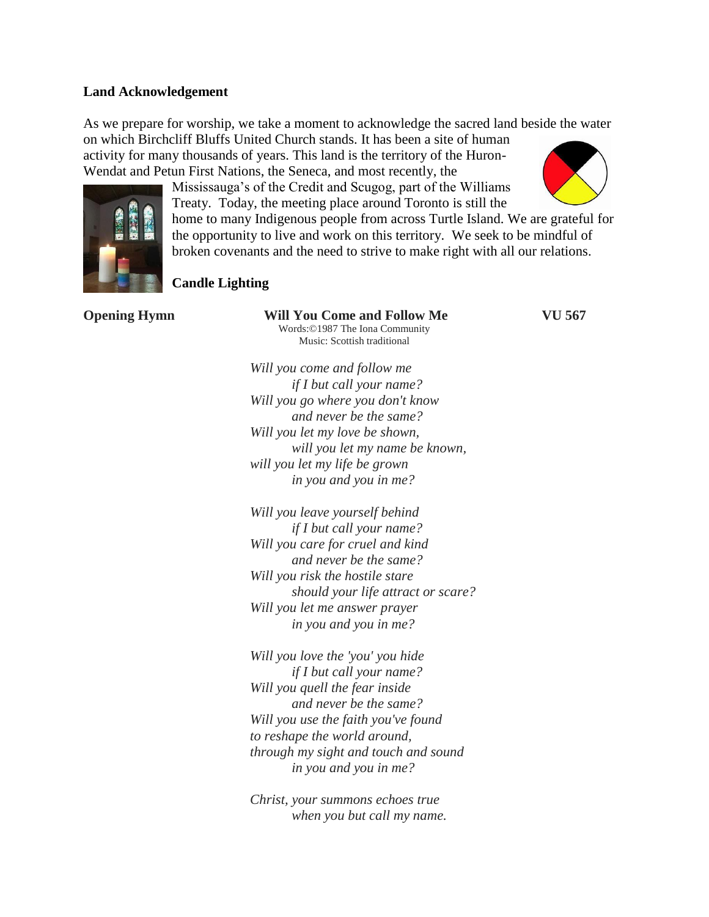**Land Acknowledgement**

As we prepare for worship, we take a moment to acknowledge the sacred land beside the water on which Birchcliff Bluffs United Church stands. It has been a site of human activity for many thousands of years. This land is the territory of the Huron-Wendat and Petun First Nations, the Seneca, and most recently, the Mississauga's of the Credit and Scugog, part of the Williams Treaty. Today, the meeting place around Toronto is still the home to many Indigenous people from across Turtle Island. We are grateful for the opportunity to live and work on this territory. We seek to be mindful of broken covenants and the need to strive to make right with all our relations.

**Candle Lighting**

**Opening Hymn** **Will You Come and Follow Me** **VU 567**

Words:©1987 The Iona Community
Music: Scottish traditional

*Will you come and follow me*
*if I but call your name?*
*Will you go where you don't know*
*and never be the same?*
*Will you let my love be shown,*
*will you let my name be known,*
*will you let my life be grown*
*in you and you in me?*

*Will you leave yourself behind*
*if I but call your name?*
*Will you care for cruel and kind*
*and never be the same?*
*Will you risk the hostile stare*
*should your life attract or scare?*
*Will you let me answer prayer*
*in you and you in me?*

*Will you love the 'you' you hide*
*if I but call your name?*
*Will you quell the fear inside*
*and never be the same?*
*Will you use the faith you've found*
*to reshape the world around,*
*through my sight and touch and sound*
*in you and you in me?*

*Christ, your summons echoes true*
*when you but call my name.*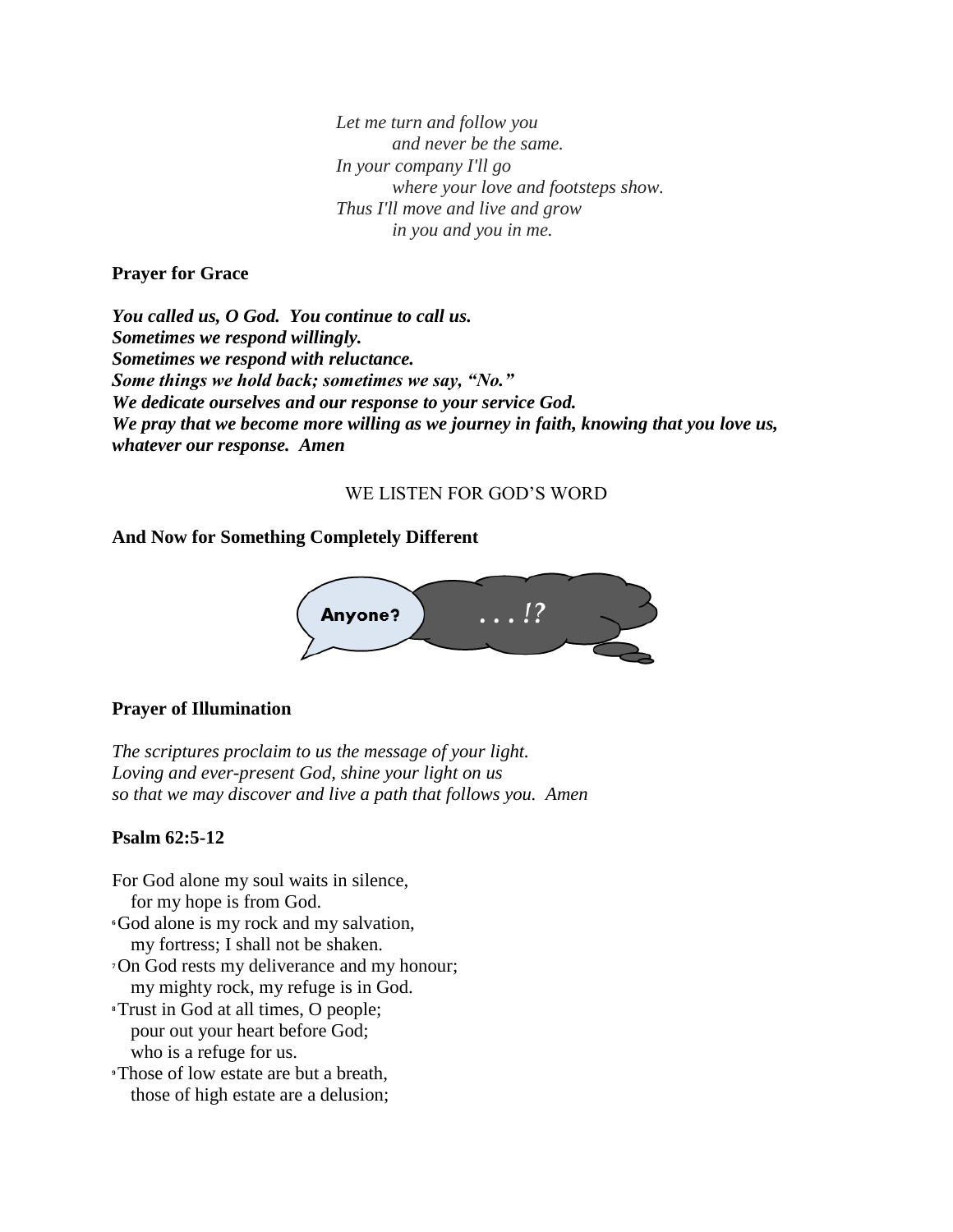*Let me turn and follow you*
*and never be the same.*
*In your company I'll go*
*where your love and footsteps show.*
*Thus I'll move and live and grow*
*in you and you in me.*

**Prayer for Grace**

***You called us, O God. You continue to call us.***
***Sometimes we respond willingly.***
***Sometimes we respond with reluctance.***
***Some things we hold back; sometimes we say, "No."***
***We dedicate ourselves and our response to your service God.***
***We pray that we become more willing as we journey in faith, knowing that you love us, whatever our response. Amen***

WE LISTEN FOR GOD'S WORD

**And Now for Something Completely Different**

Anyone? . . . !?

**Prayer of Illumination**

*The scriptures proclaim to us the message of your light.*
*Loving and ever-present God, shine your light on us*
*so that we may discover and live a path that follows you. Amen*

**Psalm 62:5-12**

For God alone my soul waits in silence,
for my hope is from God.
6 God alone is my rock and my salvation,
my fortress; I shall not be shaken.
7 On God rests my deliverance and my honour;
my mighty rock, my refuge is in God.
8 Trust in God at all times, O people;
pour out your heart before God;
who is a refuge for us.
9 Those of low estate are but a breath,
those of high estate are a delusion;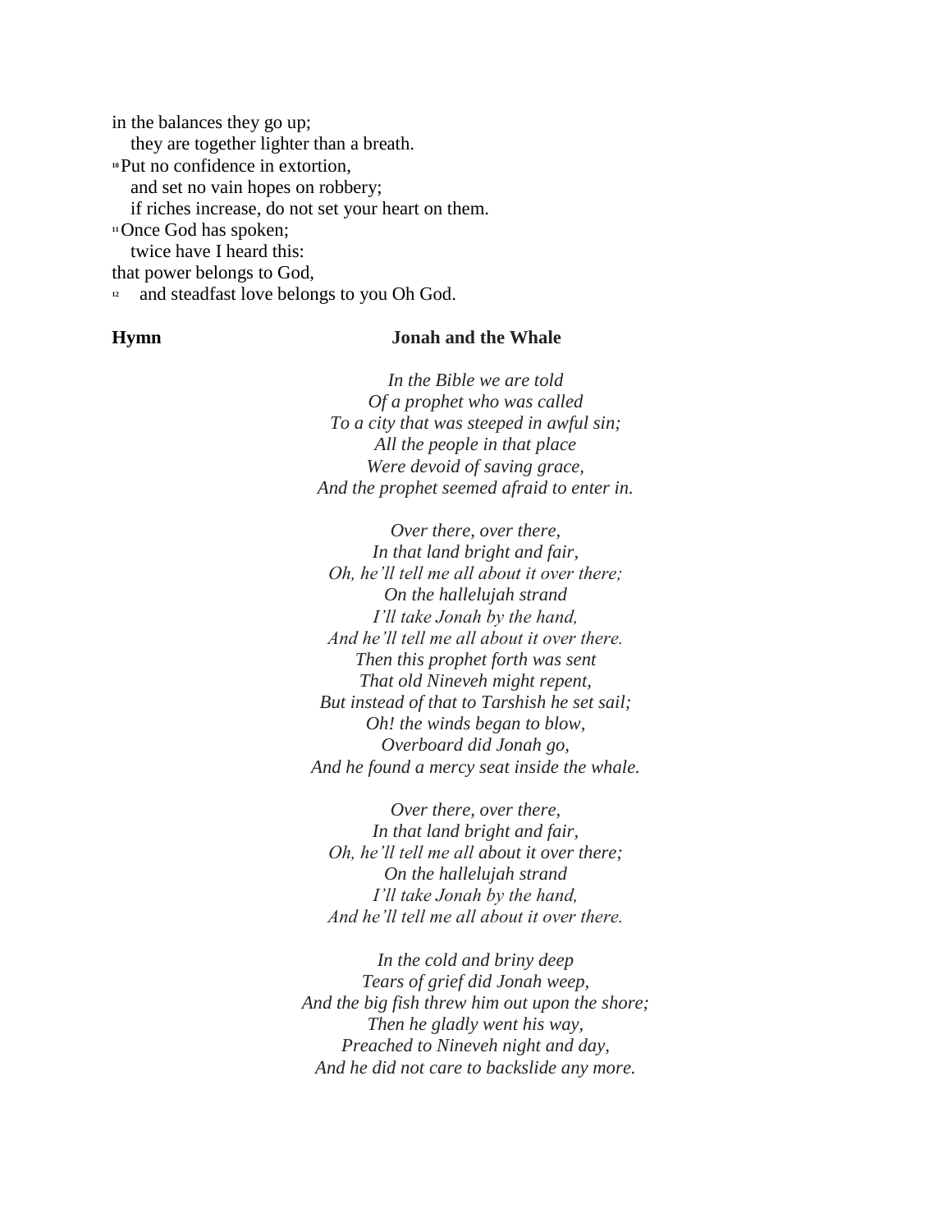in the balances they go up;
they are together lighter than a breath.
[10] Put no confidence in extortion,
and set no vain hopes on robbery;
if riches increase, do not set your heart on them.
[11] Once God has spoken;
twice have I heard this:
that power belongs to God,
[12] and steadfast love belongs to you Oh God.

**Hymn** **Jonah and the Whale**

*In the Bible we are told*
*Of a prophet who was called*
*To a city that was steeped in awful sin;*
*All the people in that place*
*Were devoid of saving grace,*
*And the prophet seemed afraid to enter in.*

*Over there, over there,*
*In that land bright and fair,*
*Oh, he'll tell me all about it over there;*
*On the hallelujah strand*
*I'll take Jonah by the hand,*
*And he'll tell me all about it over there.*
*Then this prophet forth was sent*
*That old Nineveh might repent,*
*But instead of that to Tarshish he set sail;*
*Oh! the winds began to blow,*
*Overboard did Jonah go,*
*And he found a mercy seat inside the whale.*

*Over there, over there,*
*In that land bright and fair,*
*Oh, he'll tell me all about it over there;*
*On the hallelujah strand*
*I'll take Jonah by the hand,*
*And he'll tell me all about it over there.*

*In the cold and briny deep*
*Tears of grief did Jonah weep,*
*And the big fish threw him out upon the shore;*
*Then he gladly went his way,*
*Preached to Nineveh night and day,*
*And he did not care to backslide any more.*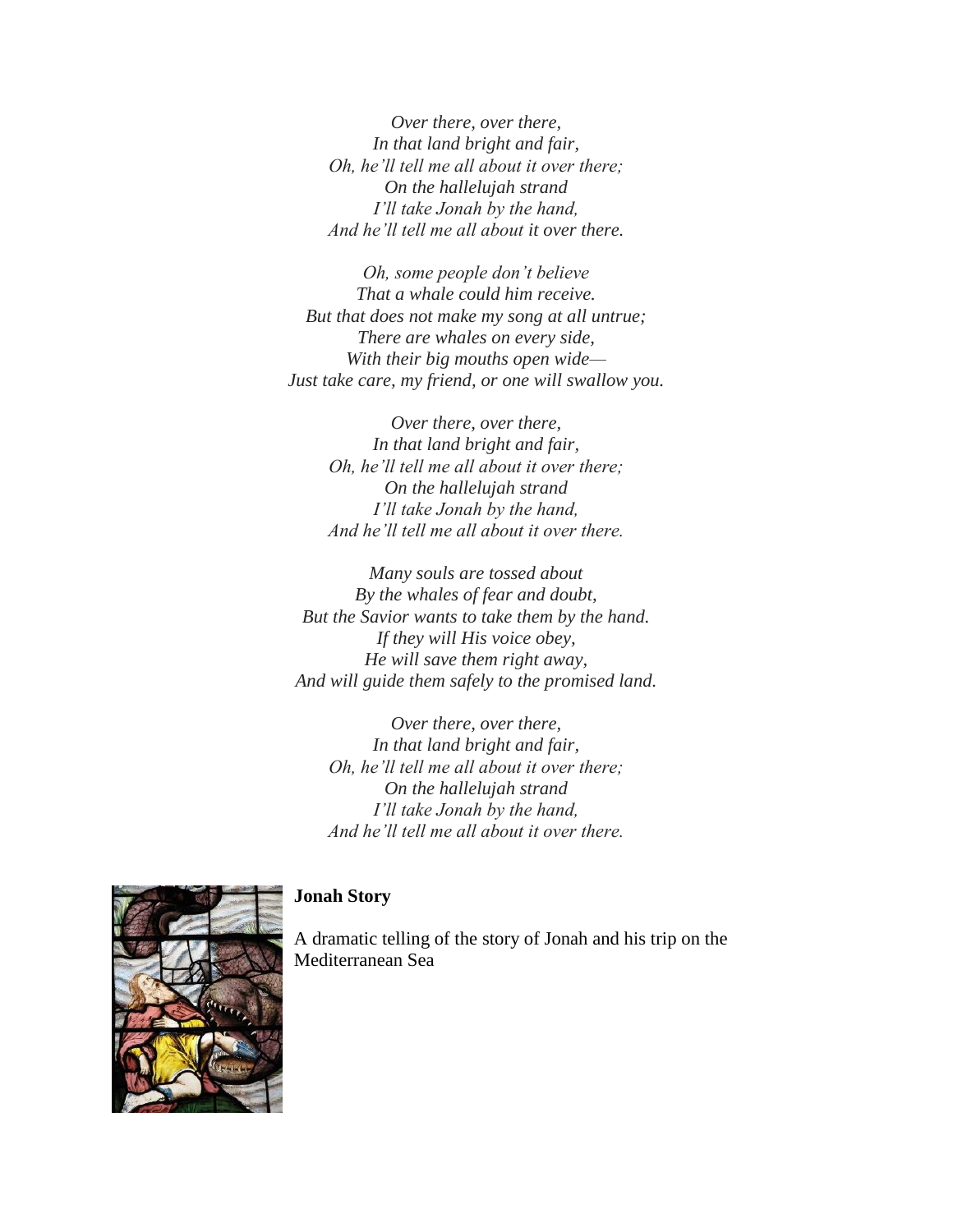*Over there, over there,*
*In that land bright and fair,*
*Oh, he'll tell me all about it over there;*
*On the hallelujah strand*
*I'll take Jonah by the hand,*
*And he'll tell me all about it over there.*

*Oh, some people don't believe*
*That a whale could him receive.*
*But that does not make my song at all untrue;*
*There are whales on every side,*
*With their big mouths open wide—*
*Just take care, my friend, or one will swallow you.*

*Over there, over there,*
*In that land bright and fair,*
*Oh, he'll tell me all about it over there;*
*On the hallelujah strand*
*I'll take Jonah by the hand,*
*And he'll tell me all about it over there.*

*Many souls are tossed about*
*By the whales of fear and doubt,*
*But the Savior wants to take them by the hand.*
*If they will His voice obey,*
*He will save them right away,*
*And will guide them safely to the promised land.*

*Over there, over there,*
*In that land bright and fair,*
*Oh, he'll tell me all about it over there;*
*On the hallelujah strand*
*I'll take Jonah by the hand,*
*And he'll tell me all about it over there.*

**Jonah Story**

A dramatic telling of the story of Jonah and his trip on the Mediterranean Sea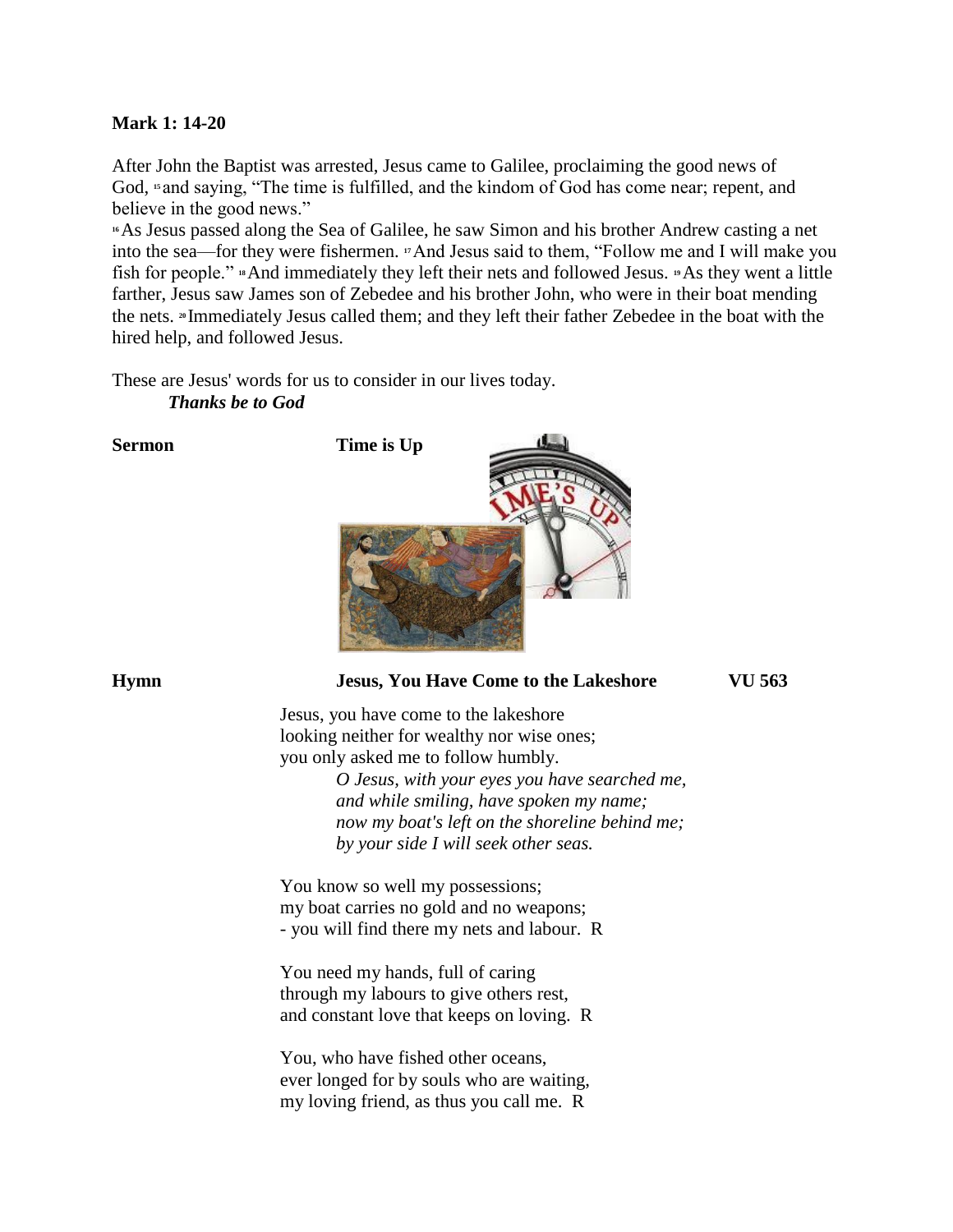**Mark 1: 14-20**

After John the Baptist was arrested, Jesus came to Galilee, proclaiming the good news of God, [15] and saying, "The time is fulfilled, and the kindom of God has come near; repent, and believe in the good news."

[16] As Jesus passed along the Sea of Galilee, he saw Simon and his brother Andrew casting a net into the sea—for they were fishermen. [17] And Jesus said to them, "Follow me and I will make you fish for people." [18] And immediately they left their nets and followed Jesus. [19] As they went a little farther, Jesus saw James son of Zebedee and his brother John, who were in their boat mending the nets. [20] Immediately Jesus called them; and they left their father Zebedee in the boat with the hired help, and followed Jesus.

These are Jesus' words for us to consider in our lives today.
***Thanks be to God***

**Sermon** **Time is Up**

**Hymn** **Jesus, You Have Come to the Lakeshore** **VU 563**

Jesus, you have come to the lakeshore
looking neither for wealthy nor wise ones;
you only asked me to follow humbly.

*O Jesus, with your eyes you have searched me,*
*and while smiling, have spoken my name;*
*now my boat's left on the shoreline behind me;*
*by your side I will seek other seas.*

You know so well my possessions;
my boat carries no gold and no weapons;
- you will find there my nets and labour. R

You need my hands, full of caring
through my labours to give others rest,
and constant love that keeps on loving. R

You, who have fished other oceans,
ever longed for by souls who are waiting,
my loving friend, as thus you call me. R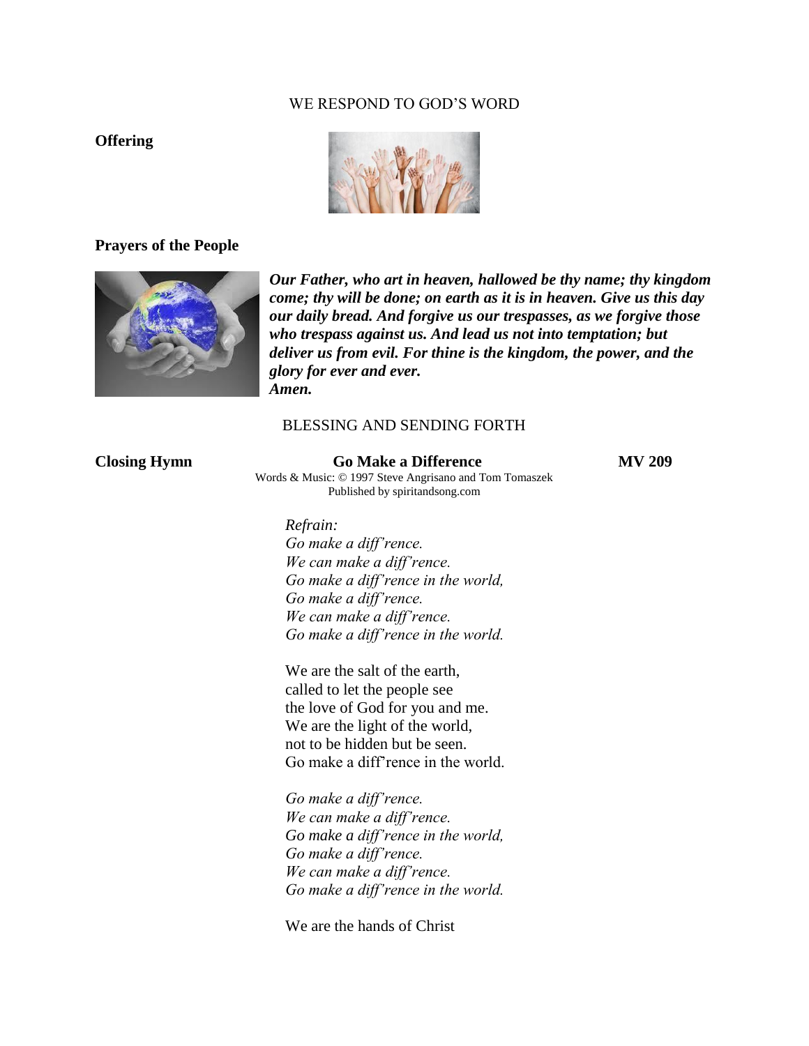WE RESPOND TO GOD'S WORD

**Offering**

**Prayers of the People**

***Our Father, who art in heaven, hallowed be thy name; thy kingdom come; thy will be done; on earth as it is in heaven. Give us this day our daily bread. And forgive us our trespasses, as we forgive those who trespass against us. And lead us not into temptation; but deliver us from evil. For thine is the kingdom, the power, and the glory for ever and ever.***
***Amen.***

BLESSING AND SENDING FORTH

**Closing Hymn** **Go Make a Difference** **MV 209**

Words & Music: © 1997 Steve Angrisano and Tom Tomaszek
Published by spiritandsong.com

*Refrain:*
*Go make a diff'rence.*
*We can make a diff'rence.*
*Go make a diff'rence in the world,*
*Go make a diff'rence.*
*We can make a diff'rence.*
*Go make a diff'rence in the world.*

We are the salt of the earth,
called to let the people see
the love of God for you and me.
We are the light of the world,
not to be hidden but be seen.
Go make a diff'rence in the world.

*Go make a diff'rence.*
*We can make a diff'rence.*
*Go make a diff'rence in the world,*
*Go make a diff'rence.*
*We can make a diff'rence.*
*Go make a diff'rence in the world.*

We are the hands of Christ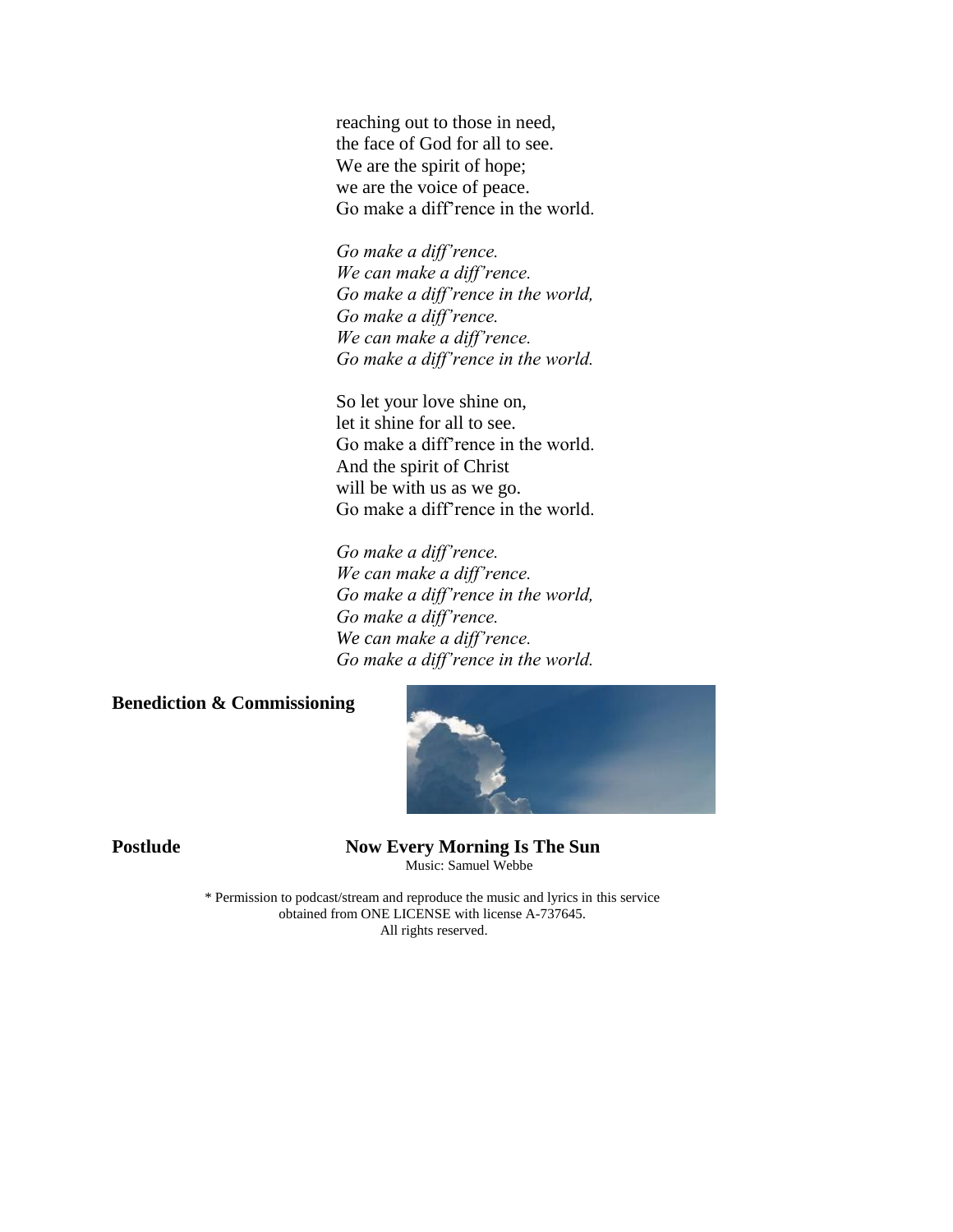reaching out to those in need,  
the face of God for all to see.  
We are the spirit of hope;  
we are the voice of peace.  
Go make a diff'rence in the world.

*Go make a diff'rence.*  
*We can make a diff'rence.*  
*Go make a diff'rence in the world,*  
*Go make a diff'rence.*  
*We can make a diff'rence.*  
*Go make a diff'rence in the world.*

So let your love shine on,  
let it shine for all to see.  
Go make a diff'rence in the world.  
And the spirit of Christ  
will be with us as we go.  
Go make a diff'rence in the world.

*Go make a diff'rence.*  
*We can make a diff'rence.*  
*Go make a diff'rence in the world,*  
*Go make a diff'rence.*  
*We can make a diff'rence.*  
*Go make a diff'rence in the world.*

**Benediction & Commissioning**

**Postlude** **Now Every Morning Is The Sun**  
Music: Samuel Webbe

\* Permission to podcast/stream and reproduce the music and lyrics in this service obtained from ONE LICENSE with license A-737645.  
All rights reserved.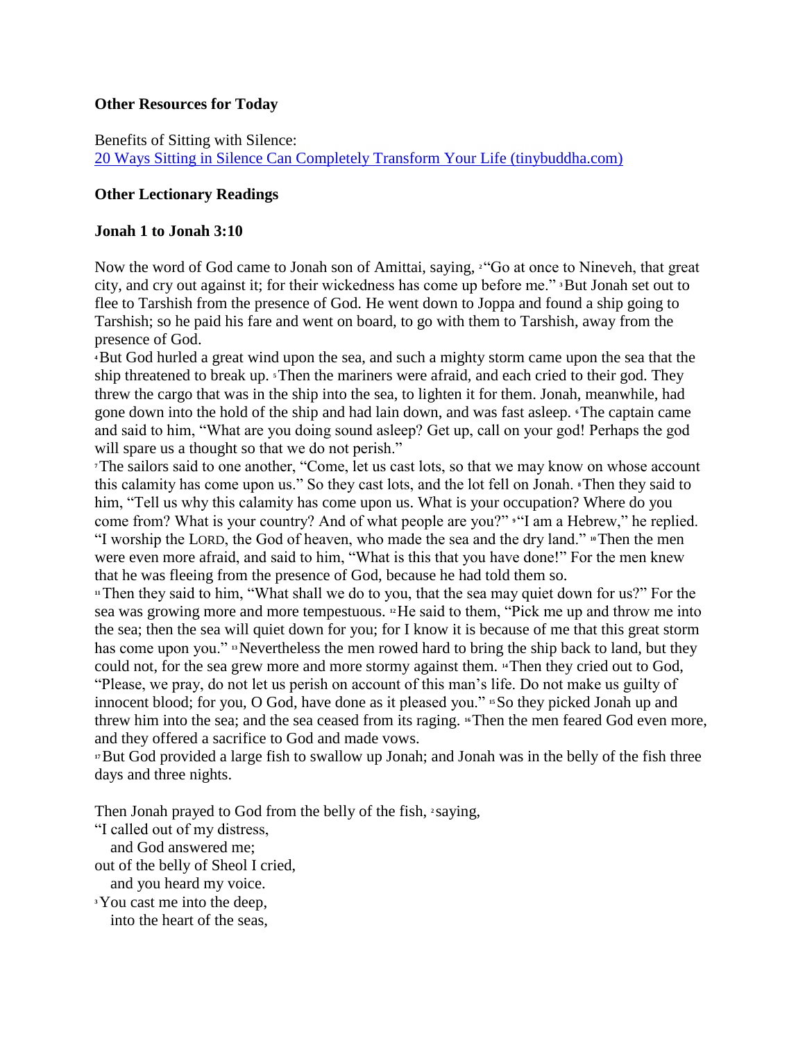**Other Resources for Today**

Benefits of Sitting with Silence:
[20 Ways Sitting in Silence Can Completely Transform Your Life (tinybuddha.com)](https://tinybuddha.com)

**Other Lectionary Readings**

**Jonah 1 to Jonah 3:10**

Now the word of God came to Jonah son of Amittai, saying, [2]"Go at once to Nineveh, that great city, and cry out against it; for their wickedness has come up before me." [3]But Jonah set out to flee to Tarshish from the presence of God. He went down to Joppa and found a ship going to Tarshish; so he paid his fare and went on board, to go with them to Tarshish, away from the presence of God.
[4]But God hurled a great wind upon the sea, and such a mighty storm came upon the sea that the ship threatened to break up. [5]Then the mariners were afraid, and each cried to their god. They threw the cargo that was in the ship into the sea, to lighten it for them. Jonah, meanwhile, had gone down into the hold of the ship and had lain down, and was fast asleep. [6]The captain came and said to him, "What are you doing sound asleep? Get up, call on your god! Perhaps the god will spare us a thought so that we do not perish."
[7]The sailors said to one another, "Come, let us cast lots, so that we may know on whose account this calamity has come upon us." So they cast lots, and the lot fell on Jonah. [8]Then they said to him, "Tell us why this calamity has come upon us. What is your occupation? Where do you come from? What is your country? And of what people are you?" [9]"I am a Hebrew," he replied. "I worship the LORD, the God of heaven, who made the sea and the dry land." [10]Then the men were even more afraid, and said to him, "What is this that you have done!" For the men knew that he was fleeing from the presence of God, because he had told them so.
[11]Then they said to him, "What shall we do to you, that the sea may quiet down for us?" For the sea was growing more and more tempestuous. [12]He said to them, "Pick me up and throw me into the sea; then the sea will quiet down for you; for I know it is because of me that this great storm has come upon you." [13]Nevertheless the men rowed hard to bring the ship back to land, but they could not, for the sea grew more and more stormy against them. [14]Then they cried out to God, "Please, we pray, do not let us perish on account of this man's life. Do not make us guilty of innocent blood; for you, O God, have done as it pleased you." [15]So they picked Jonah up and threw him into the sea; and the sea ceased from its raging. [16]Then the men feared God even more, and they offered a sacrifice to God and made vows.
[17]But God provided a large fish to swallow up Jonah; and Jonah was in the belly of the fish three days and three nights.

Then Jonah prayed to God from the belly of the fish, [2]saying,
"I called out of my distress,
   and God answered me;
out of the belly of Sheol I cried,
   and you heard my voice.
[3]You cast me into the deep,
   into the heart of the seas,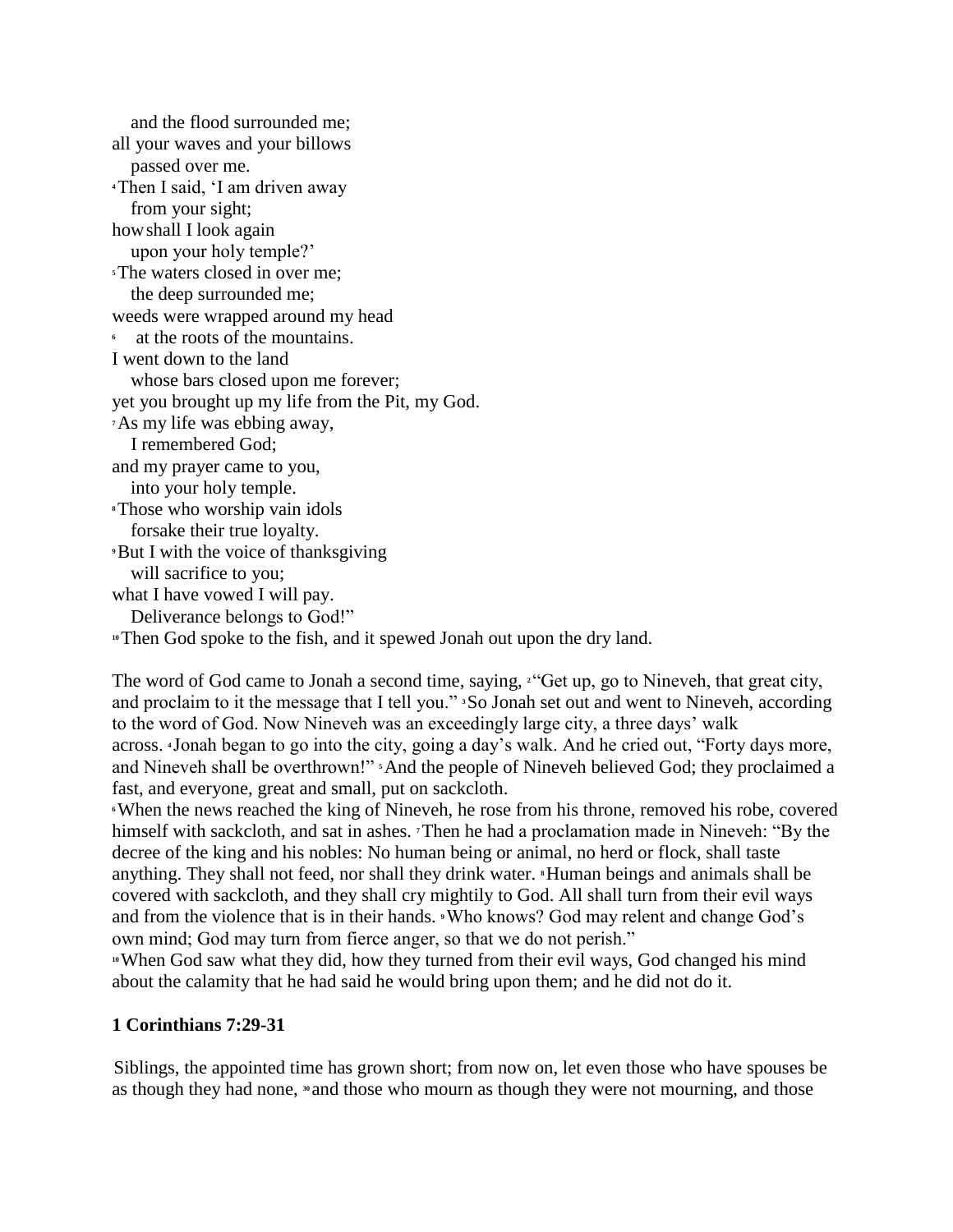and the flood surrounded me;
all your waves and your billows
passed over me.
[4] Then I said, 'I am driven away
from your sight;
how shall I look again
upon your holy temple?'
[5] The waters closed in over me;
the deep surrounded me;
weeds were wrapped around my head
[6] at the roots of the mountains.
I went down to the land
whose bars closed upon me forever;
yet you brought up my life from the Pit, my God.
[7] As my life was ebbing away,
I remembered God;
and my prayer came to you,
into your holy temple.
[8] Those who worship vain idols
forsake their true loyalty.
[9] But I with the voice of thanksgiving
will sacrifice to you;
what I have vowed I will pay.
Deliverance belongs to God!"
[10] Then God spoke to the fish, and it spewed Jonah out upon the dry land.

The word of God came to Jonah a second time, saying, [2] "Get up, go to Nineveh, that great city, and proclaim to it the message that I tell you." [3] So Jonah set out and went to Nineveh, according to the word of God. Now Nineveh was an exceedingly large city, a three days' walk across. [4] Jonah began to go into the city, going a day's walk. And he cried out, "Forty days more, and Nineveh shall be overthrown!" [5] And the people of Nineveh believed God; they proclaimed a fast, and everyone, great and small, put on sackcloth.
[6] When the news reached the king of Nineveh, he rose from his throne, removed his robe, covered himself with sackcloth, and sat in ashes. [7] Then he had a proclamation made in Nineveh: "By the decree of the king and his nobles: No human being or animal, no herd or flock, shall taste anything. They shall not feed, nor shall they drink water. [8] Human beings and animals shall be covered with sackcloth, and they shall cry mightily to God. All shall turn from their evil ways and from the violence that is in their hands. [9] Who knows? God may relent and change God's own mind; God may turn from fierce anger, so that we do not perish."
[10] When God saw what they did, how they turned from their evil ways, God changed his mind about the calamity that he had said he would bring upon them; and he did not do it.

**1 Corinthians 7:29-31**

Siblings, the appointed time has grown short; from now on, let even those who have spouses be as though they had none, [30] and those who mourn as though they were not mourning, and those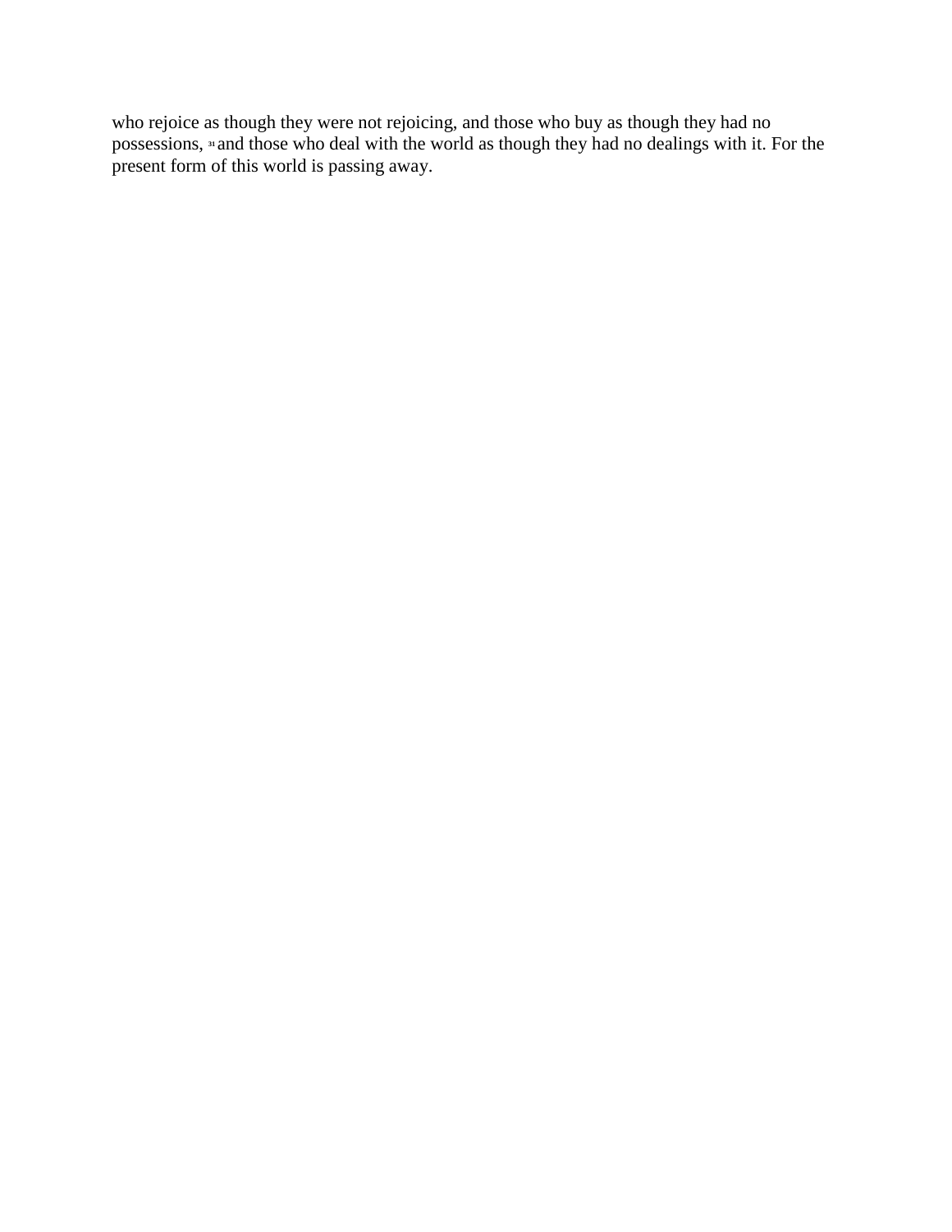who rejoice as though they were not rejoicing, and those who buy as though they had no possessions, [31] and those who deal with the world as though they had no dealings with it. For the present form of this world is passing away.